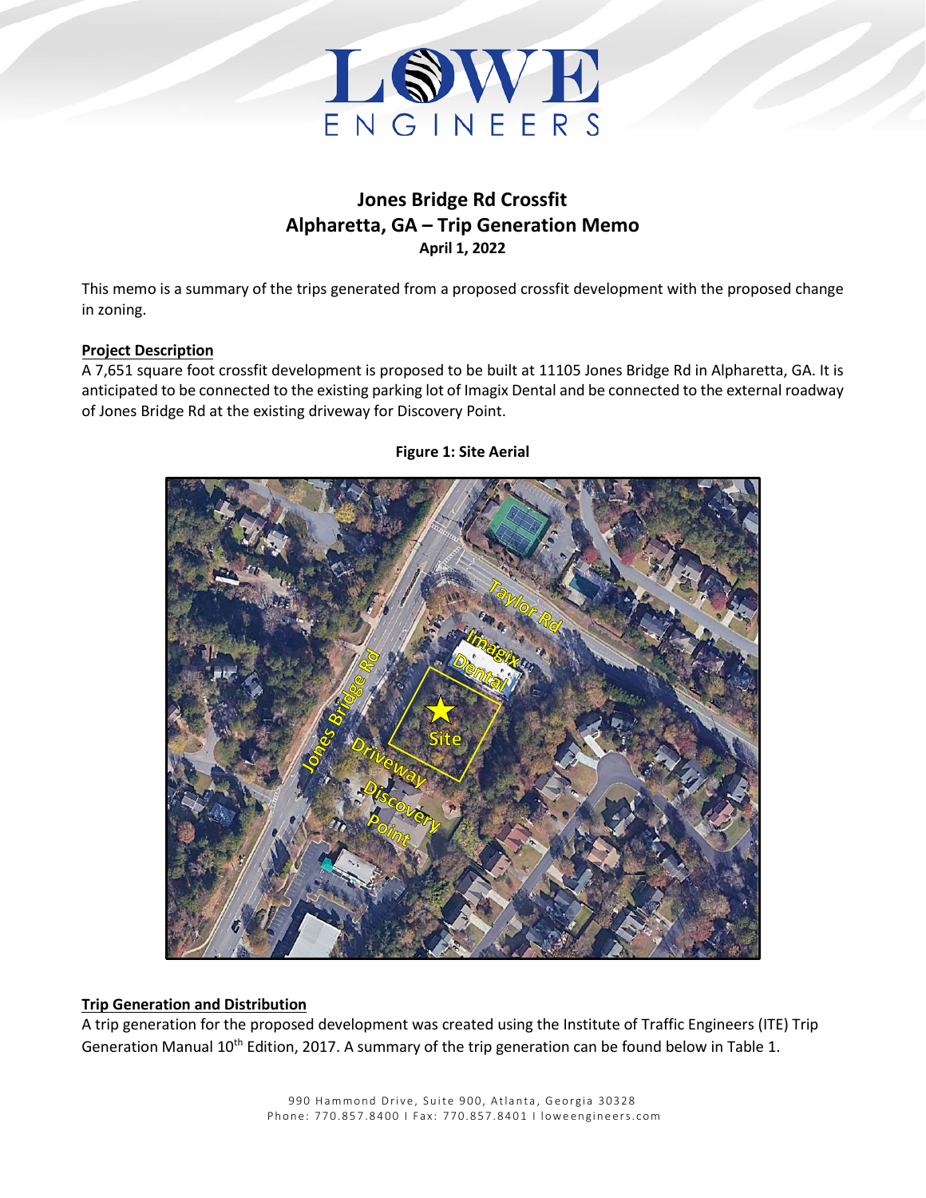# Jones Bridge Rd Crossfit
# Alpharetta, GA – Trip Generation Memo
**April 1, 2022**

This memo is a summary of the trips generated from a proposed crossfit development with the proposed change in zoning.

**Project Description**

A 7,651 square foot crossfit development is proposed to be built at 11105 Jones Bridge Rd in Alpharetta, GA. It is anticipated to be connected to the existing parking lot of Imagix Dental and be connected to the external roadway of Jones Bridge Rd at the existing driveway for Discovery Point.

**Figure 1: Site Aerial**

**Trip Generation and Distribution**

A trip generation for the proposed development was created using the Institute of Traffic Engineers (ITE) Trip Generation Manual 10th Edition, 2017. A summary of the trip generation can be found below in Table 1.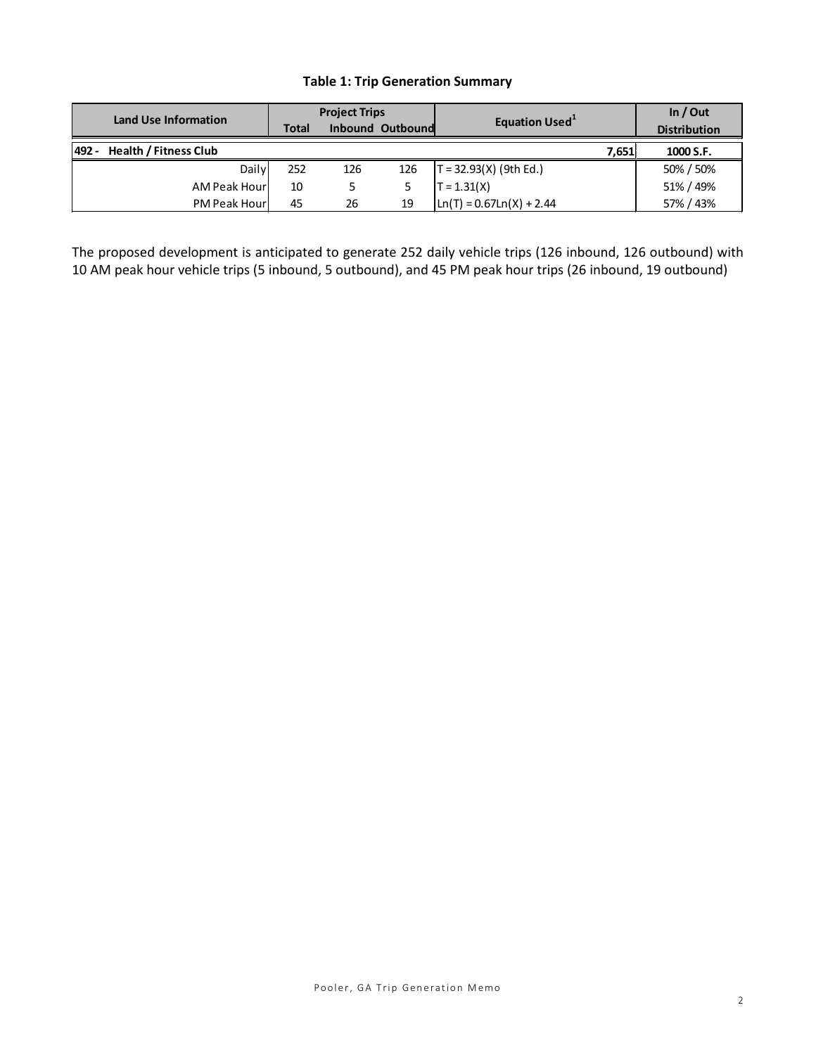**Table 1: Trip Generation Summary**

| Land Use Information | Project Trips | | | Equation Used[1] | In / Out |
|---|---|---|---|---|---|
| | Total | Inbound | Outbound | | Distribution |
| 492 - Health / Fitness Club | | | | 7,651 | 1000 S.F. |
| Daily | 252 | 126 | 126 | T = 32.93(X) (9th Ed.) | 50% / 50% |
| AM Peak Hour | 10 | 5 | 5 | T = 1.31(X) | 51% / 49% |
| PM Peak Hour | 45 | 26 | 19 | Ln(T) = 0.67Ln(X) + 2.44 | 57% / 43% |

The proposed development is anticipated to generate 252 daily vehicle trips (126 inbound, 126 outbound) with 10 AM peak hour vehicle trips (5 inbound, 5 outbound), and 45 PM peak hour trips (26 inbound, 19 outbound)